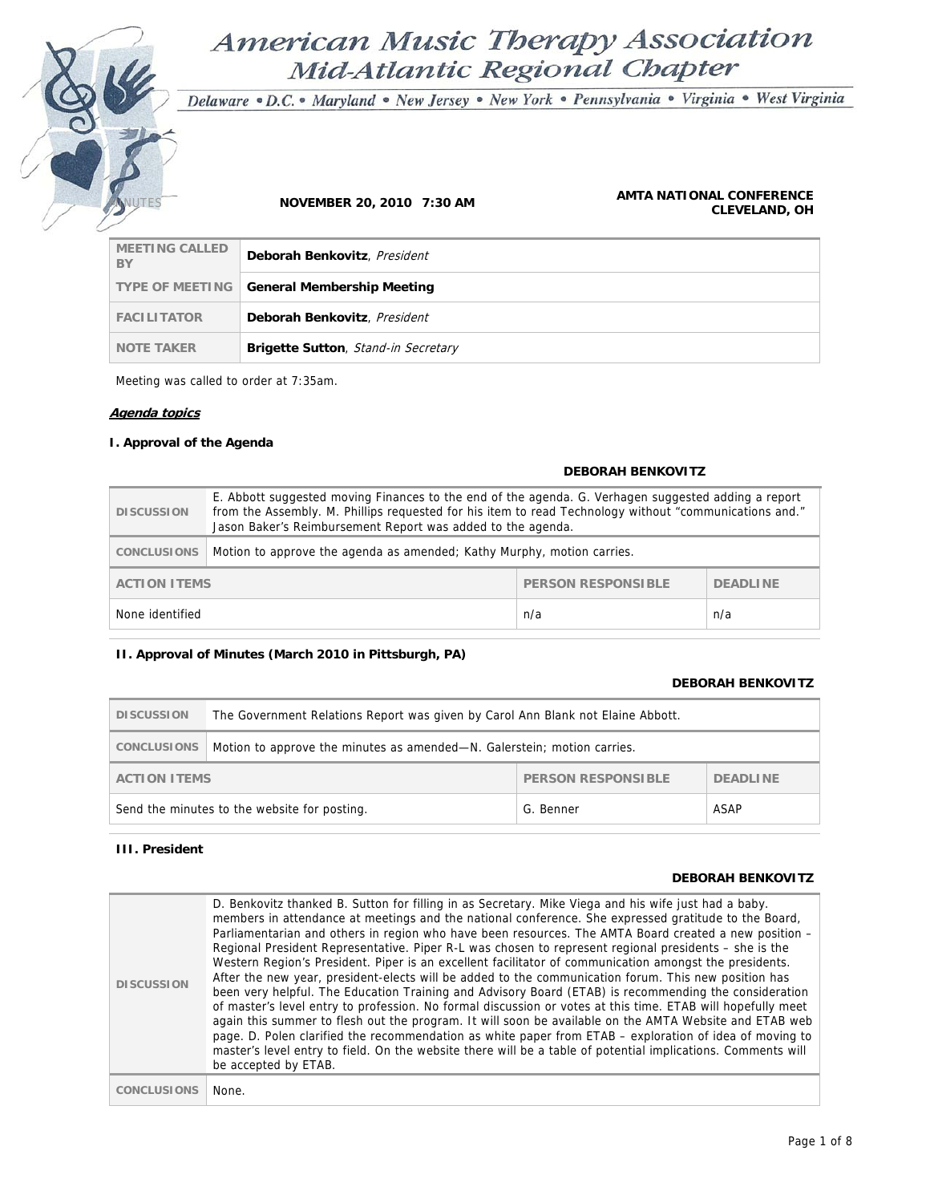# American Music Therapy Association
## Mid-Atlantic Regional Chapter

*Delaware • D.C. • Maryland • New Jersey • New York • Pennsylvania • Virginia • West Virginia*

MINUTES

**NOVEMBER 20, 2010 7:30 AM**

**AMTA NATIONAL CONFERENCE CLEVELAND, OH**

| | |
|---|---|
| MEETING CALLED BY | **Deborah Benkovitz**, *President* |
| TYPE OF MEETING | **General Membership Meeting** |
| FACILITATOR | **Deborah Benkovitz**, *President* |
| NOTE TAKER | **Brigette Sutton**, *Stand-in Secretary* |

Meeting was called to order at 7:35am.

***Agenda topics***

### I. Approval of the Agenda

**DEBORAH BENKOVITZ**

| | | | |
|---|---|---|---|
| DISCUSSION | E. Abbott suggested moving Finances to the end of the agenda. G. Verhagen suggested adding a report from the Assembly. M. Phillips requested for his item to read Technology without "communications and." Jason Baker's Reimbursement Report was added to the agenda. | | |
| CONCLUSIONS | Motion to approve the agenda as amended; Kathy Murphy, motion carries. | | |
| ACTION ITEMS | | PERSON RESPONSIBLE | DEADLINE |
| None identified | | n/a | n/a |

### II. Approval of Minutes (March 2010 in Pittsburgh, PA)

**DEBORAH BENKOVITZ**

| | | | |
|---|---|---|---|
| DISCUSSION | The Government Relations Report was given by Carol Ann Blank not Elaine Abbott. | | |
| CONCLUSIONS | Motion to approve the minutes as amended—N. Galerstein; motion carries. | | |
| ACTION ITEMS | | PERSON RESPONSIBLE | DEADLINE |
| Send the minutes to the website for posting. | | G. Benner | ASAP |

### III. President

**DEBORAH BENKOVITZ**

| | |
|---|---|
| DISCUSSION | D. Benkovitz thanked B. Sutton for filling in as Secretary. Mike Viega and his wife just had a baby. members in attendance at meetings and the national conference. She expressed gratitude to the Board, Parliamentarian and others in region who have been resources. The AMTA Board created a new position – Regional President Representative. Piper R-L was chosen to represent regional presidents – she is the Western Region's President. Piper is an excellent facilitator of communication amongst the presidents. After the new year, president-elects will be added to the communication forum. This new position has been very helpful. The Education Training and Advisory Board (ETAB) is recommending the consideration of master's level entry to profession. No formal discussion or votes at this time. ETAB will hopefully meet again this summer to flesh out the program. It will soon be available on the AMTA Website and ETAB web page. D. Polen clarified the recommendation as white paper from ETAB – exploration of idea of moving to master's level entry to field. On the website there will be a table of potential implications. Comments will be accepted by ETAB. |
| CONCLUSIONS | None. |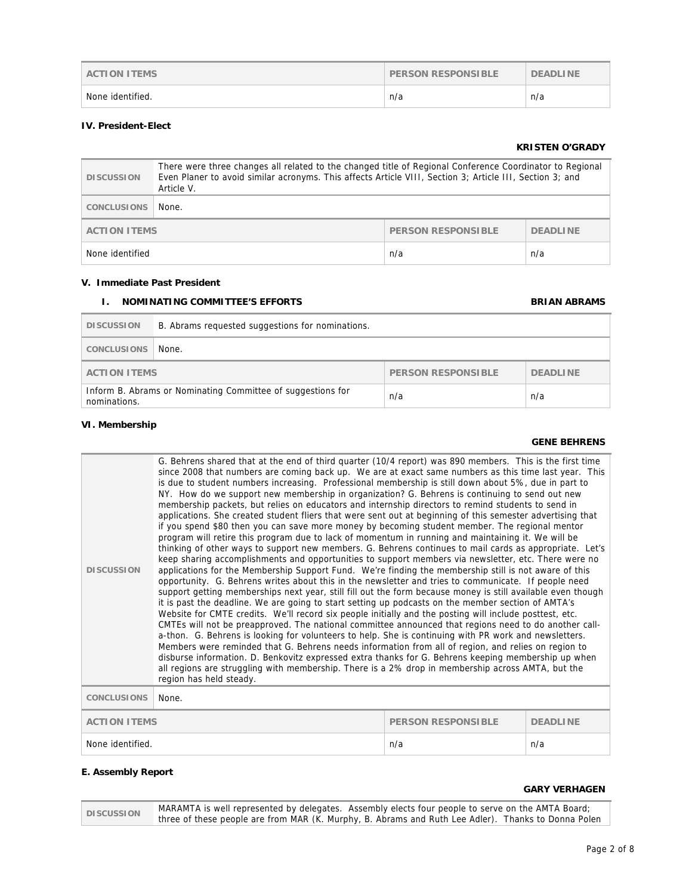| ACTION ITEMS | PERSON RESPONSIBLE | DEADLINE |
|---|---|---|
| None identified. | n/a | n/a |

**IV. President-Elect**

**KRISTEN O'GRADY**

| DISCUSSION | There were three changes all related to the changed title of Regional Conference Coordinator to Regional Even Planer to avoid similar acronyms. This affects Article VIII, Section 3; Article III, Section 3; and Article V. |
|---|---|
| CONCLUSIONS | None. |

| ACTION ITEMS | PERSON RESPONSIBLE | DEADLINE |
|---|---|---|
| None identified | n/a | n/a |

**V. Immediate Past President**

**I. NOMINATING COMMITTEE'S EFFORTS** **BRIAN ABRAMS**

| DISCUSSION | B. Abrams requested suggestions for nominations. |
|---|---|
| CONCLUSIONS | None. |

| ACTION ITEMS | PERSON RESPONSIBLE | DEADLINE |
|---|---|---|
| Inform B. Abrams or Nominating Committee of suggestions for nominations. | n/a | n/a |

**VI. Membership**

**GENE BEHRENS**

| DISCUSSION | G. Behrens shared that at the end of third quarter (10/4 report) was 890 members. This is the first time since 2008 that numbers are coming back up. We are at exact same numbers as this time last year. This is due to student numbers increasing. Professional membership is still down about 5%, due in part to NY. How do we support new membership in organization? G. Behrens is continuing to send out new membership packets, but relies on educators and internship directors to remind students to send in applications. She created student fliers that were sent out at beginning of this semester advertising that if you spend $80 then you can save more money by becoming student member. The regional mentor program will retire this program due to lack of momentum in running and maintaining it. We will be thinking of other ways to support new members. G. Behrens continues to mail cards as appropriate. Let's keep sharing accomplishments and opportunities to support members via newsletter, etc. There were no applications for the Membership Support Fund. We're finding the membership still is not aware of this opportunity. G. Behrens writes about this in the newsletter and tries to communicate. If people need support getting memberships next year, still fill out the form because money is still available even though it is past the deadline. We are going to start setting up podcasts on the member section of AMTA's Website for CMTE credits. We'll record six people initially and the posting will include posttest, etc. CMTEs will not be preapproved. The national committee announced that regions need to do another call-a-thon. G. Behrens is looking for volunteers to help. She is continuing with PR work and newsletters. Members were reminded that G. Behrens needs information from all of region, and relies on region to disburse information. D. Benkovitz expressed extra thanks for G. Behrens keeping membership up when all regions are struggling with membership. There is a 2% drop in membership across AMTA, but the region has held steady. |
|---|---|
| CONCLUSIONS | None. |

| ACTION ITEMS | PERSON RESPONSIBLE | DEADLINE |
|---|---|---|
| None identified. | n/a | n/a |

**E. Assembly Report**

**GARY VERHAGEN**

| DISCUSSION | MARAMTA is well represented by delegates. Assembly elects four people to serve on the AMTA Board; three of these people are from MAR (K. Murphy, B. Abrams and Ruth Lee Adler). Thanks to Donna Polen |
|---|---|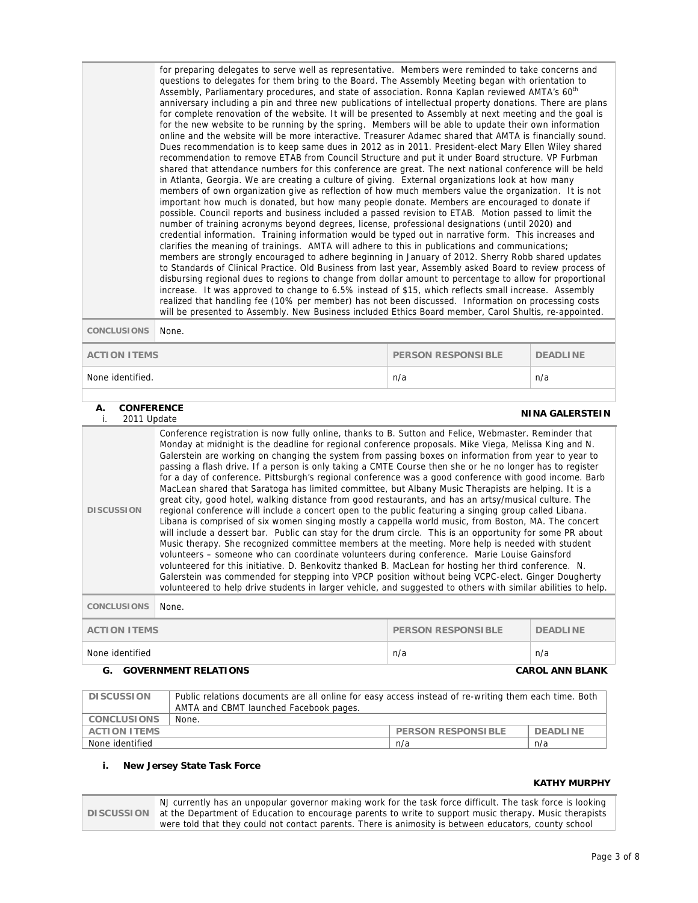| | |
|---|---|
| | for preparing delegates to serve well as representative. Members were reminded to take concerns and questions to delegates for them bring to the Board. The Assembly Meeting began with orientation to Assembly, Parliamentary procedures, and state of association. Ronna Kaplan reviewed AMTA's 60th anniversary including a pin and three new publications of intellectual property donations. There are plans for complete renovation of the website. It will be presented to Assembly at next meeting and the goal is for the new website to be running by the spring. Members will be able to update their own information online and the website will be more interactive. Treasurer Adamec shared that AMTA is financially sound. Dues recommendation is to keep same dues in 2012 as in 2011. President-elect Mary Ellen Wiley shared recommendation to remove ETAB from Council Structure and put it under Board structure. VP Furbman shared that attendance numbers for this conference are great. The next national conference will be held in Atlanta, Georgia. We are creating a culture of giving. External organizations look at how many members of own organization give as reflection of how much members value the organization. It is not important how much is donated, but how many people donate. Members are encouraged to donate if possible. Council reports and business included a passed revision to ETAB. Motion passed to limit the number of training acronyms beyond degrees, license, professional designations (until 2020) and credential information. Training information would be typed out in narrative form. This increases and clarifies the meaning of trainings. AMTA will adhere to this in publications and communications; members are strongly encouraged to adhere beginning in January of 2012. Sherry Robb shared updates to Standards of Clinical Practice. Old Business from last year, Assembly asked Board to review process of disbursing regional dues to regions to change from dollar amount to percentage to allow for proportional increase. It was approved to change to 6.5% instead of $15, which reflects small increase. Assembly realized that handling fee (10% per member) has not been discussed. Information on processing costs will be presented to Assembly. New Business included Ethics Board member, Carol Shultis, re-appointed. |
| **CONCLUSIONS** | None. |

| ACTION ITEMS | PERSON RESPONSIBLE | DEADLINE |
|---|---|---|
| None identified. | n/a | n/a |

### A. CONFERENCE — NINA GALERSTEIN

i. 2011 Update

| | |
|---|---|
| **DISCUSSION** | Conference registration is now fully online, thanks to B. Sutton and Felice, Webmaster. Reminder that Monday at midnight is the deadline for regional conference proposals. Mike Viega, Melissa King and N. Galerstein are working on changing the system from passing boxes on information from year to year to passing a flash drive. If a person is only taking a CMTE Course then she or he no longer has to register for a day of conference. Pittsburgh's regional conference was a good conference with good income. Barb MacLean shared that Saratoga has limited committee, but Albany Music Therapists are helping. It is a great city, good hotel, walking distance from good restaurants, and has an artsy/musical culture. The regional conference will include a concert open to the public featuring a singing group called Libana. Libana is comprised of six women singing mostly a cappella world music, from Boston, MA. The concert will include a dessert bar. Public can stay for the drum circle. This is an opportunity for some PR about Music therapy. She recognized committee members at the meeting. More help is needed with student volunteers – someone who can coordinate volunteers during conference. Marie Louise Gainsford volunteered for this initiative. D. Benkovitz thanked B. MacLean for hosting her third conference. N. Galerstein was commended for stepping into VPCP position without being VCPC-elect. Ginger Dougherty volunteered to help drive students in larger vehicle, and suggested to others with similar abilities to help. |
| **CONCLUSIONS** | None. |

| ACTION ITEMS | PERSON RESPONSIBLE | DEADLINE |
|---|---|---|
| None identified | n/a | n/a |

### G. GOVERNMENT RELATIONS — CAROL ANN BLANK

| | |
|---|---|
| **DISCUSSION** | Public relations documents are all online for easy access instead of re-writing them each time. Both AMTA and CBMT launched Facebook pages. |
| **CONCLUSIONS** | None. |

| ACTION ITEMS | PERSON RESPONSIBLE | DEADLINE |
|---|---|---|
| None identified | n/a | n/a |

#### i. New Jersey State Task Force — KATHY MURPHY

| | |
|---|---|
| **DISCUSSION** | NJ currently has an unpopular governor making work for the task force difficult. The task force is looking at the Department of Education to encourage parents to write to support music therapy. Music therapists were told that they could not contact parents. There is animosity is between educators, county school |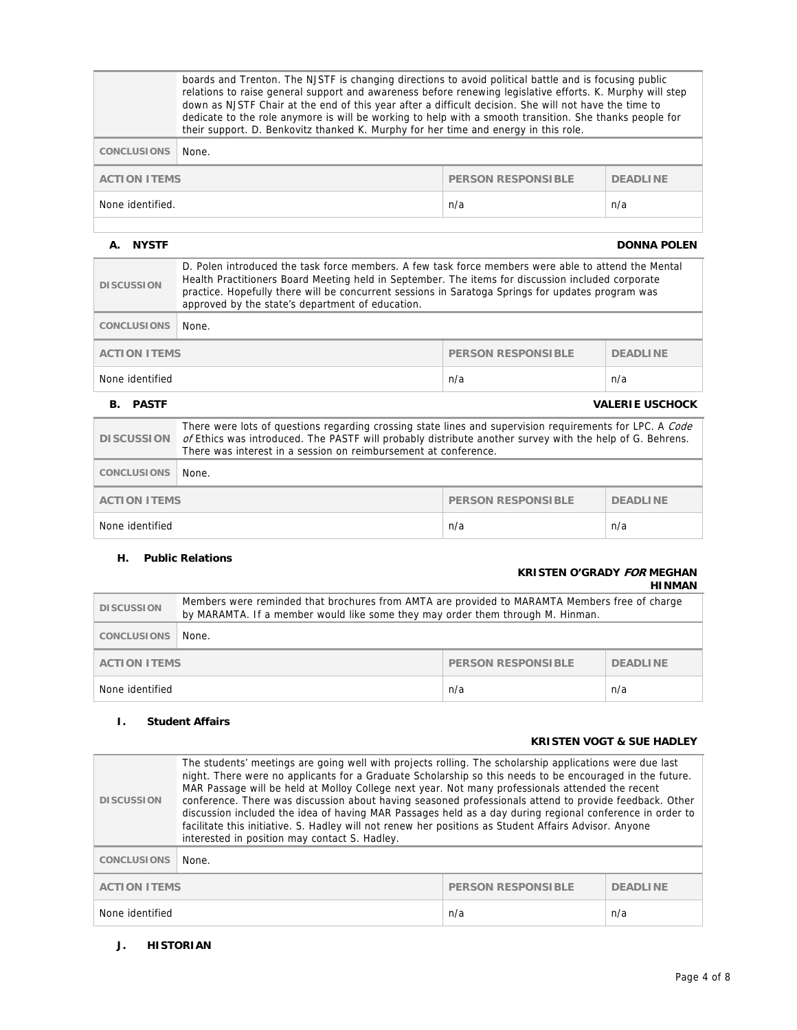| | |
|---|---|
| | boards and Trenton. The NJSTF is changing directions to avoid political battle and is focusing public relations to raise general support and awareness before renewing legislative efforts. K. Murphy will step down as NJSTF Chair at the end of this year after a difficult decision. She will not have the time to dedicate to the role anymore is will be working to help with a smooth transition. She thanks people for their support. D. Benkovitz thanked K. Murphy for her time and energy in this role. |
| CONCLUSIONS | None. |

| ACTION ITEMS | PERSON RESPONSIBLE | DEADLINE |
|---|---|---|
| None identified. | n/a | n/a |

### A. NYSTF — DONNA POLEN

| | |
|---|---|
| DISCUSSION | D. Polen introduced the task force members. A few task force members were able to attend the Mental Health Practitioners Board Meeting held in September. The items for discussion included corporate practice. Hopefully there will be concurrent sessions in Saratoga Springs for updates program was approved by the state's department of education. |
| CONCLUSIONS | None. |

| ACTION ITEMS | PERSON RESPONSIBLE | DEADLINE |
|---|---|---|
| None identified | n/a | n/a |

### B. PASTF — VALERIE USCHOCK

| | |
|---|---|
| DISCUSSION | There were lots of questions regarding crossing state lines and supervision requirements for LPC. A *Code of* Ethics was introduced. The PASTF will probably distribute another survey with the help of G. Behrens. There was interest in a session on reimbursement at conference. |
| CONCLUSIONS | None. |

| ACTION ITEMS | PERSON RESPONSIBLE | DEADLINE |
|---|---|---|
| None identified | n/a | n/a |

### H. Public Relations — KRISTEN O'GRADY *FOR* MEGHAN HINMAN

| | |
|---|---|
| DISCUSSION | Members were reminded that brochures from AMTA are provided to MARAMTA Members free of charge by MARAMTA. If a member would like some they may order them through M. Hinman. |
| CONCLUSIONS | None. |

| ACTION ITEMS | PERSON RESPONSIBLE | DEADLINE |
|---|---|---|
| None identified | n/a | n/a |

### I. Student Affairs — KRISTEN VOGT & SUE HADLEY

| | |
|---|---|
| DISCUSSION | The students' meetings are going well with projects rolling. The scholarship applications were due last night. There were no applicants for a Graduate Scholarship so this needs to be encouraged in the future. MAR Passage will be held at Molloy College next year. Not many professionals attended the recent conference. There was discussion about having seasoned professionals attend to provide feedback. Other discussion included the idea of having MAR Passages held as a day during regional conference in order to facilitate this initiative. S. Hadley will not renew her positions as Student Affairs Advisor. Anyone interested in position may contact S. Hadley. |
| CONCLUSIONS | None. |

| ACTION ITEMS | PERSON RESPONSIBLE | DEADLINE |
|---|---|---|
| None identified | n/a | n/a |

### J. HISTORIAN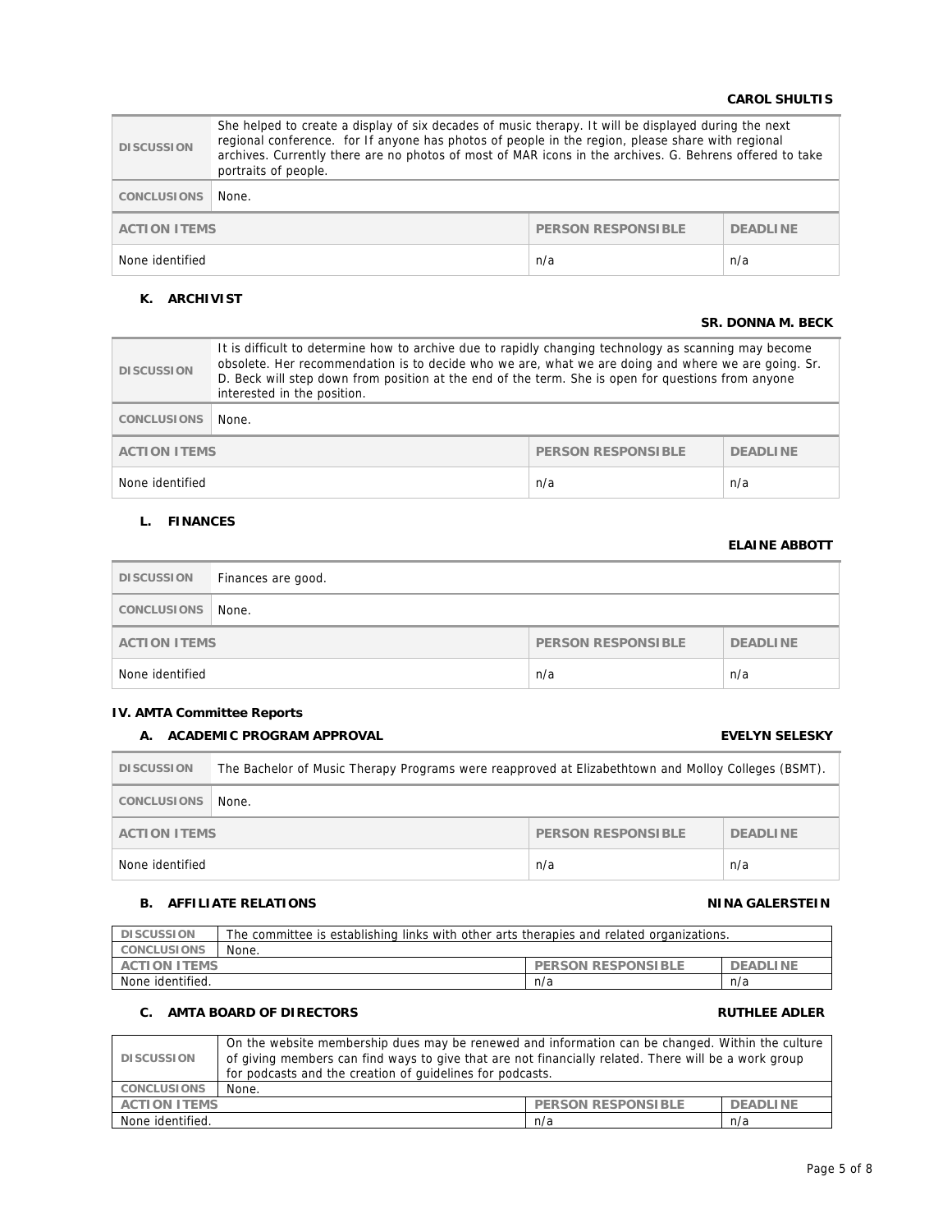**CAROL SHULTIS**

| DISCUSSION | She helped to create a display of six decades of music therapy. It will be displayed during the next regional conference. for If anyone has photos of people in the region, please share with regional archives. Currently there are no photos of most of MAR icons in the archives. G. Behrens offered to take portraits of people. | |
|---|---|---|
| CONCLUSIONS | None. | |
| **ACTION ITEMS** | **PERSON RESPONSIBLE** | **DEADLINE** |
| None identified | n/a | n/a |

### K. ARCHIVIST

**SR. DONNA M. BECK**

| DISCUSSION | It is difficult to determine how to archive due to rapidly changing technology as scanning may become obsolete. Her recommendation is to decide who we are, what we are doing and where we are going. Sr. D. Beck will step down from position at the end of the term. She is open for questions from anyone interested in the position. | |
|---|---|---|
| CONCLUSIONS | None. | |
| **ACTION ITEMS** | **PERSON RESPONSIBLE** | **DEADLINE** |
| None identified | n/a | n/a |

### L. FINANCES

**ELAINE ABBOTT**

| DISCUSSION | Finances are good. | |
|---|---|---|
| CONCLUSIONS | None. | |
| **ACTION ITEMS** | **PERSON RESPONSIBLE** | **DEADLINE** |
| None identified | n/a | n/a |

## IV. AMTA Committee Reports

### A. ACADEMIC PROGRAM APPROVAL — EVELYN SELESKY

| DISCUSSION | The Bachelor of Music Therapy Programs were reapproved at Elizabethtown and Molloy Colleges (BSMT). | |
|---|---|---|
| CONCLUSIONS | None. | |
| **ACTION ITEMS** | **PERSON RESPONSIBLE** | **DEADLINE** |
| None identified | n/a | n/a |

### B. AFFILIATE RELATIONS — NINA GALERSTEIN

| DISCUSSION | The committee is establishing links with other arts therapies and related organizations. | |
|---|---|---|
| CONCLUSIONS | None. | |
| **ACTION ITEMS** | **PERSON RESPONSIBLE** | **DEADLINE** |
| None identified. | n/a | n/a |

### C. AMTA BOARD OF DIRECTORS — RUTHLEE ADLER

| DISCUSSION | On the website membership dues may be renewed and information can be changed. Within the culture of giving members can find ways to give that are not financially related. There will be a work group for podcasts and the creation of guidelines for podcasts. | |
|---|---|---|
| CONCLUSIONS | None. | |
| **ACTION ITEMS** | **PERSON RESPONSIBLE** | **DEADLINE** |
| None identified. | n/a | n/a |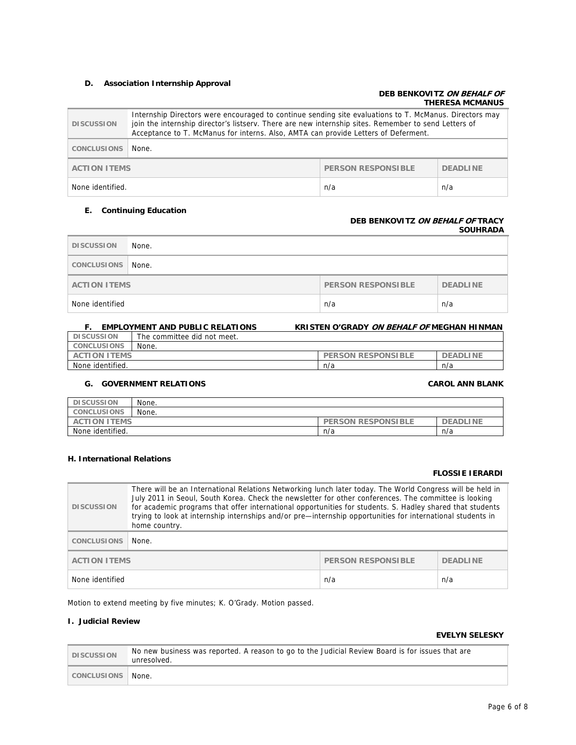### D. Association Internship Approval

**DEB BENKOVITZ *ON BEHALF OF* THERESA MCMANUS**

| DISCUSSION | Internship Directors were encouraged to continue sending site evaluations to T. McManus. Directors may join the internship director's listserv. There are new internship sites. Remember to send Letters of Acceptance to T. McManus for interns. Also, AMTA can provide Letters of Deferment. | |
|---|---|---|
| CONCLUSIONS | None. | |
| **ACTION ITEMS** | **PERSON RESPONSIBLE** | **DEADLINE** |
| None identified. | n/a | n/a |

### E. Continuing Education

**DEB BENKOVITZ *ON BEHALF OF* TRACY SOUHRADA**

| DISCUSSION | None. | |
|---|---|---|
| CONCLUSIONS | None. | |
| **ACTION ITEMS** | **PERSON RESPONSIBLE** | **DEADLINE** |
| None identified | n/a | n/a |

### F. EMPLOYMENT AND PUBLIC RELATIONS

**KRISTEN O'GRADY *ON BEHALF OF* MEGHAN HINMAN**

| DISCUSSION | The committee did not meet. | |
|---|---|---|
| CONCLUSIONS | None. | |
| **ACTION ITEMS** | **PERSON RESPONSIBLE** | **DEADLINE** |
| None identified. | n/a | n/a |

### G. GOVERNMENT RELATIONS

**CAROL ANN BLANK**

| DISCUSSION | None. | |
|---|---|---|
| CONCLUSIONS | None. | |
| **ACTION ITEMS** | **PERSON RESPONSIBLE** | **DEADLINE** |
| None identified. | n/a | n/a |

### H. International Relations

**FLOSSIE IERARDI**

| DISCUSSION | There will be an International Relations Networking lunch later today. The World Congress will be held in July 2011 in Seoul, South Korea. Check the newsletter for other conferences. The committee is looking for academic programs that offer international opportunities for students. S. Hadley shared that students trying to look at internship internships and/or pre—internship opportunities for international students in home country. | |
|---|---|---|
| CONCLUSIONS | None. | |
| **ACTION ITEMS** | **PERSON RESPONSIBLE** | **DEADLINE** |
| None identified | n/a | n/a |

Motion to extend meeting by five minutes; K. O'Grady. Motion passed.

### I. Judicial Review

**EVELYN SELESKY**

| DISCUSSION | No new business was reported. A reason to go to the Judicial Review Board is for issues that are unresolved. |
|---|---|
| CONCLUSIONS | None. |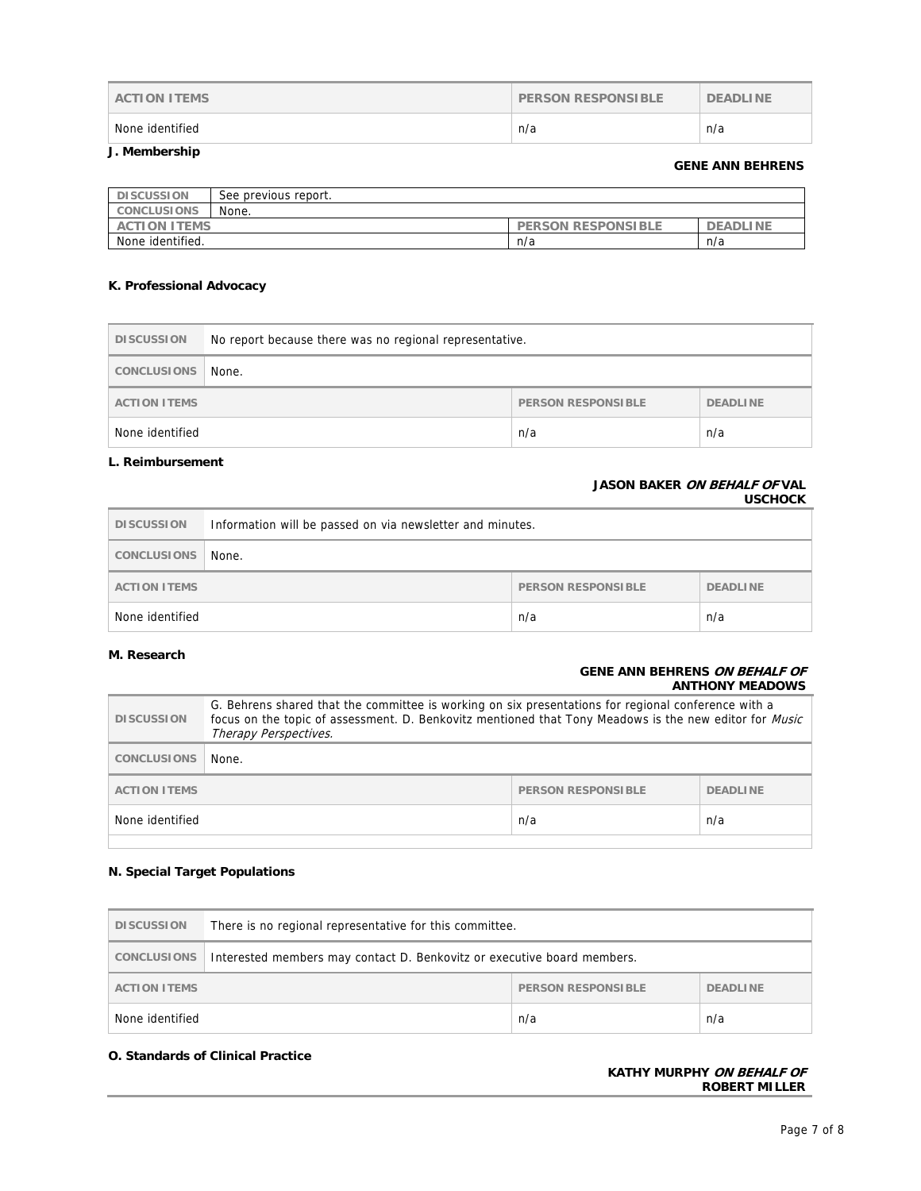| ACTION ITEMS | PERSON RESPONSIBLE | DEADLINE |
| --- | --- | --- |
| None identified | n/a | n/a |

**J. Membership**

**GENE ANN BEHRENS**

| DISCUSSION | See previous report. | |
| --- | --- | --- |
| CONCLUSIONS | None. | |
| ACTION ITEMS | PERSON RESPONSIBLE | DEADLINE |
| None identified. | n/a | n/a |

**K. Professional Advocacy**

| DISCUSSION | No report because there was no regional representative. | |
| --- | --- | --- |
| CONCLUSIONS | None. | |
| ACTION ITEMS | PERSON RESPONSIBLE | DEADLINE |
| None identified | n/a | n/a |

**L. Reimbursement**

**JASON BAKER *ON BEHALF OF* VAL USCHOCK**

| DISCUSSION | Information will be passed on via newsletter and minutes. | |
| --- | --- | --- |
| CONCLUSIONS | None. | |
| ACTION ITEMS | PERSON RESPONSIBLE | DEADLINE |
| None identified | n/a | n/a |

**M. Research**

**GENE ANN BEHRENS *ON BEHALF OF* ANTHONY MEADOWS**

| DISCUSSION | G. Behrens shared that the committee is working on six presentations for regional conference with a focus on the topic of assessment. D. Benkovitz mentioned that Tony Meadows is the new editor for *Music Therapy Perspectives*. | |
| --- | --- | --- |
| CONCLUSIONS | None. | |
| ACTION ITEMS | PERSON RESPONSIBLE | DEADLINE |
| None identified | n/a | n/a |

**N. Special Target Populations**

| DISCUSSION | There is no regional representative for this committee. | |
| --- | --- | --- |
| CONCLUSIONS | Interested members may contact D. Benkovitz or executive board members. | |
| ACTION ITEMS | PERSON RESPONSIBLE | DEADLINE |
| None identified | n/a | n/a |

**O. Standards of Clinical Practice**

**KATHY MURPHY *ON BEHALF OF* ROBERT MILLER**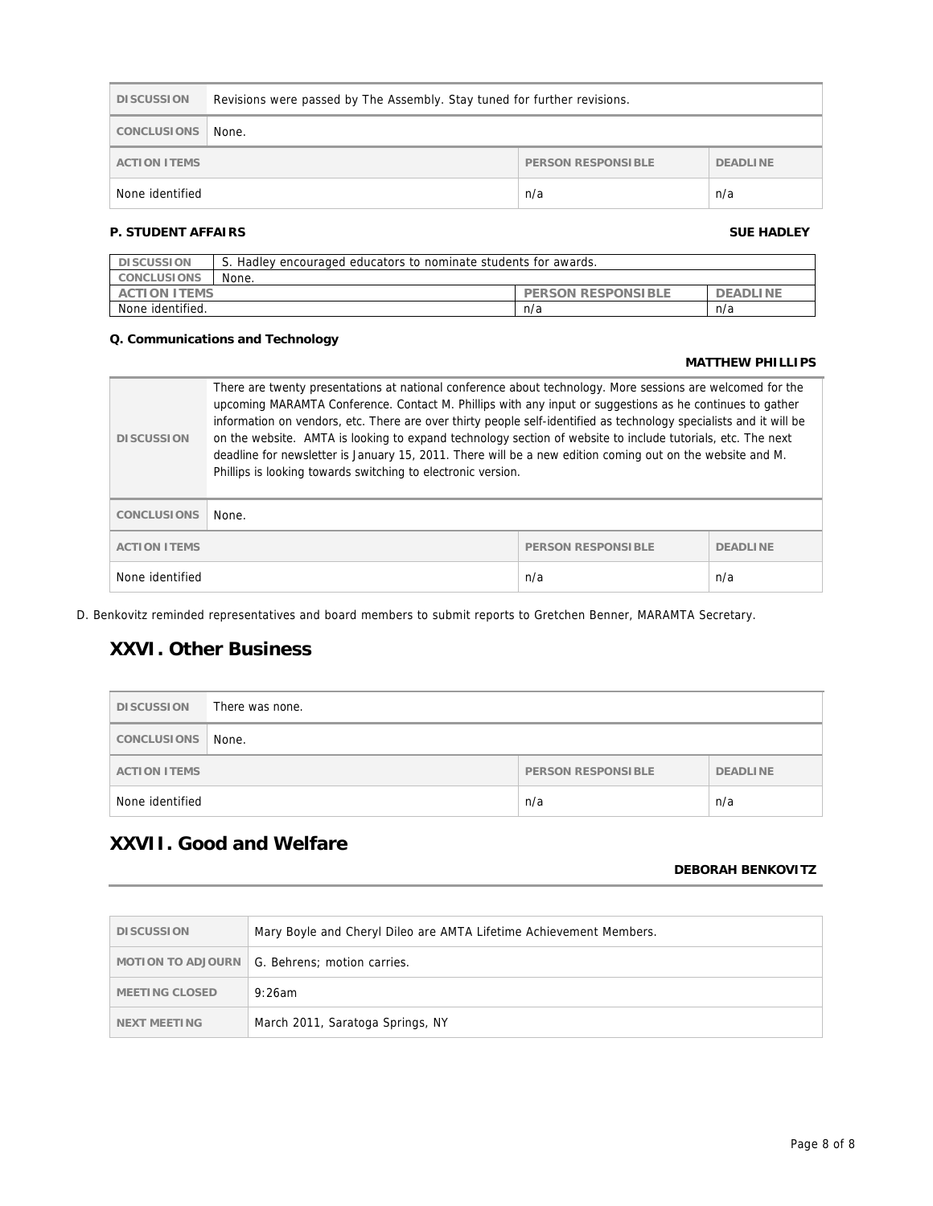| | | | |
|---|---|---|---|
| DISCUSSION | Revisions were passed by The Assembly. Stay tuned for further revisions. | | |
| CONCLUSIONS | None. | | |
| ACTION ITEMS | | PERSON RESPONSIBLE | DEADLINE |
| None identified | | n/a | n/a |

**P. STUDENT AFFAIRS** **SUE HADLEY**

| | | | |
|---|---|---|---|
| DISCUSSION | S. Hadley encouraged educators to nominate students for awards. | | |
| CONCLUSIONS | None. | | |
| ACTION ITEMS | | PERSON RESPONSIBLE | DEADLINE |
| None identified. | | n/a | n/a |

**Q. Communications and Technology**

**MATTHEW PHILLIPS**

| | | | |
|---|---|---|---|
| DISCUSSION | There are twenty presentations at national conference about technology. More sessions are welcomed for the upcoming MARAMTA Conference. Contact M. Phillips with any input or suggestions as he continues to gather information on vendors, etc. There are over thirty people self-identified as technology specialists and it will be on the website. AMTA is looking to expand technology section of website to include tutorials, etc. The next deadline for newsletter is January 15, 2011. There will be a new edition coming out on the website and M. Phillips is looking towards switching to electronic version. | | |
| CONCLUSIONS | None. | | |
| ACTION ITEMS | | PERSON RESPONSIBLE | DEADLINE |
| None identified | | n/a | n/a |

D. Benkovitz reminded representatives and board members to submit reports to Gretchen Benner, MARAMTA Secretary.

## XXVI. Other Business

| | | | |
|---|---|---|---|
| DISCUSSION | There was none. | | |
| CONCLUSIONS | None. | | |
| ACTION ITEMS | | PERSON RESPONSIBLE | DEADLINE |
| None identified | | n/a | n/a |

## XXVII. Good and Welfare

**DEBORAH BENKOVITZ**

| | |
|---|---|
| DISCUSSION | Mary Boyle and Cheryl Dileo are AMTA Lifetime Achievement Members. |
| MOTION TO ADJOURN | G. Behrens; motion carries. |
| MEETING CLOSED | 9:26am |
| NEXT MEETING | March 2011, Saratoga Springs, NY |